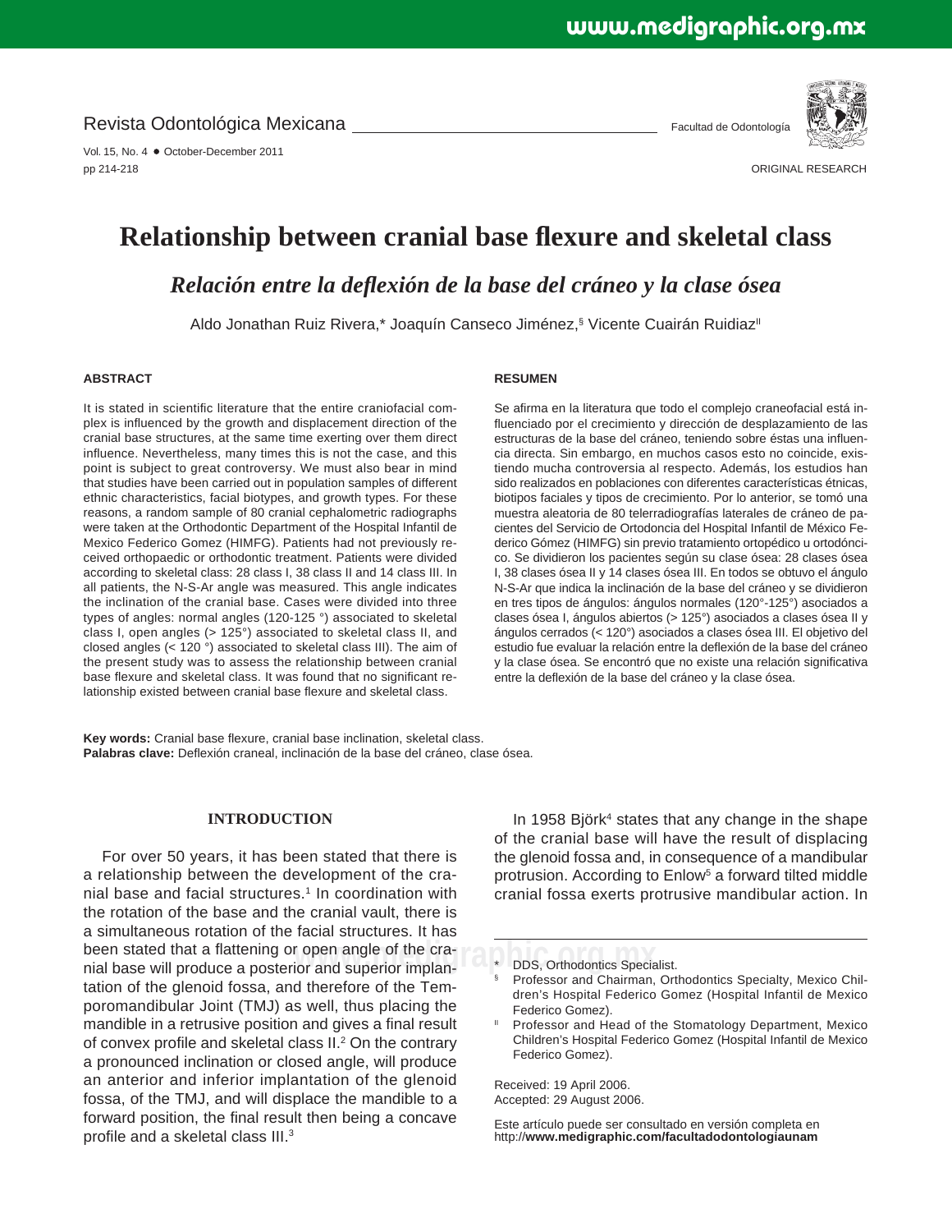# Relationship between cranial base flexure and skeletal class

## *Relación entre la deflexión de la base del cráneo y la clase ósea*

Aldo Jonathan Ruiz Rivera,* Joaquín Canseco Jiménez,§ Vicente Cuairán Ruidiaz||

ORIGINAL RESEARCH

### ABSTRACT

It is stated in scientific literature that the entire craniofacial complex is influenced by the growth and displacement direction of the cranial base structures, at the same time exerting over them direct influence. Nevertheless, many times this is not the case, and this point is subject to great controversy. We must also bear in mind that studies have been carried out in population samples of different ethnic characteristics, facial biotypes, and growth types. For these reasons, a random sample of 80 cranial cephalometric radiographs were taken at the Orthodontic Department of the Hospital Infantil de Mexico Federico Gomez (HIMFG). Patients had not previously received orthopaedic or orthodontic treatment. Patients were divided according to skeletal class: 28 class I, 38 class II and 14 class III. In all patients, the N-S-Ar angle was measured. This angle indicates the inclination of the cranial base. Cases were divided into three types of angles: normal angles (120-125 °) associated to skeletal class I, open angles (> 125°) associated to skeletal class II, and closed angles (< 120 °) associated to skeletal class III). The aim of the present study was to assess the relationship between cranial base flexure and skeletal class. It was found that no significant relationship existed between cranial base flexure and skeletal class.

### RESUMEN

Se afirma en la literatura que todo el complejo craneofacial está influenciado por el crecimiento y dirección de desplazamiento de las estructuras de la base del cráneo, teniendo sobre éstas una influencia directa. Sin embargo, en muchos casos esto no coincide, existiendo mucha controversia al respecto. Además, los estudios han sido realizados en poblaciones con diferentes características étnicas, biotipos faciales y tipos de crecimiento. Por lo anterior, se tomó una muestra aleatoria de 80 telerradiografías laterales de cráneo de pacientes del Servicio de Ortodoncia del Hospital Infantil de México Federico Gómez (HIMFG) sin previo tratamiento ortopédico u ortodóncico. Se dividieron los pacientes según su clase ósea: 28 clases ósea I, 38 clases ósea II y 14 clases ósea III. En todos se obtuvo el ángulo N-S-Ar que indica la inclinación de la base del cráneo y se dividieron en tres tipos de ángulos: ángulos normales (120°-125°) asociados a clases ósea I, ángulos abiertos (> 125°) asociados a clases ósea II y ángulos cerrados (< 120°) asociados a clases ósea III. El objetivo del estudio fue evaluar la relación entre la deflexión de la base del cráneo y la clase ósea. Se encontró que no existe una relación significativa entre la deflexión de la base del cráneo y la clase ósea.

**Key words:** Cranial base flexure, cranial base inclination, skeletal class.
**Palabras clave:** Deflexión craneal, inclinación de la base del cráneo, clase ósea.

## INTRODUCTION

For over 50 years, it has been stated that there is a relationship between the development of the cranial base and facial structures.[1] In coordination with the rotation of the base and the cranial vault, there is a simultaneous rotation of the facial structures. It has been stated that a flattening or open angle of the cranial base will produce a posterior and superior implantation of the glenoid fossa, and therefore of the Temporomandibular Joint (TMJ) as well, thus placing the mandible in a retrusive position and gives a final result of convex profile and skeletal class II.[2] On the contrary a pronounced inclination or closed angle, will produce an anterior and inferior implantation of the glenoid fossa, of the TMJ, and will displace the mandible to a forward position, the final result then being a concave profile and a skeletal class III.[3]

In 1958 Björk[4] states that any change in the shape of the cranial base will have the result of displacing the glenoid fossa and, in consequence of a mandibular protrusion. According to Enlow[5] a forward tilted middle cranial fossa exerts protrusive mandibular action. In

---

\* DDS, Orthodontics Specialist.

§ Professor and Chairman, Orthodontics Specialty, Mexico Children's Hospital Federico Gomez (Hospital Infantil de Mexico Federico Gomez).

|| Professor and Head of the Stomatology Department, Mexico Children's Hospital Federico Gomez (Hospital Infantil de Mexico Federico Gomez).

Received: 19 April 2006.
Accepted: 29 August 2006.

Este artículo puede ser consultado en versión completa en http://**www.medigraphic.com/facultadodontologiaunam**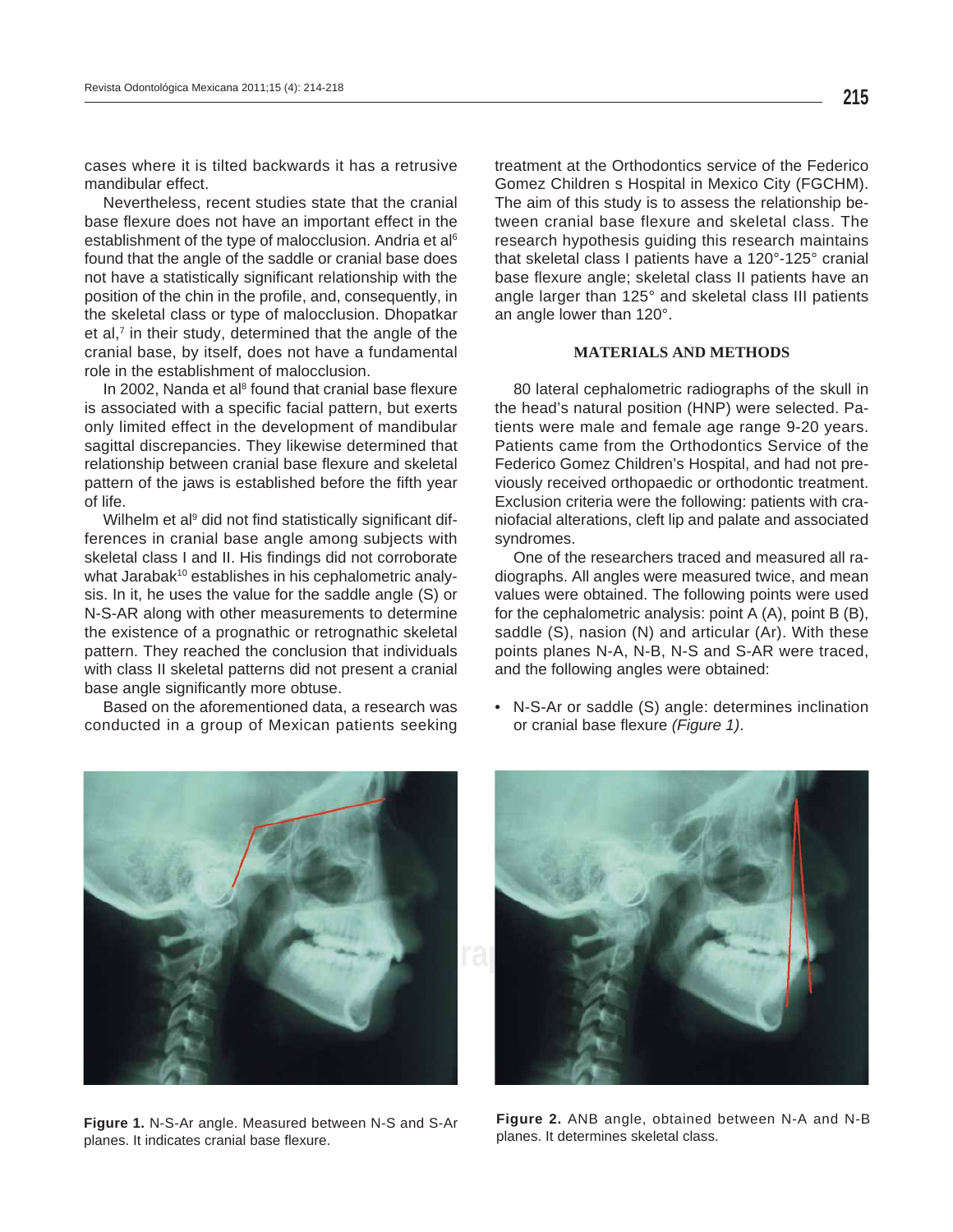cases where it is tilted backwards it has a retrusive mandibular effect.

Nevertheless, recent studies state that the cranial base flexure does not have an important effect in the establishment of the type of malocclusion. Andria et al[6] found that the angle of the saddle or cranial base does not have a statistically significant relationship with the position of the chin in the profile, and, consequently, in the skeletal class or type of malocclusion. Dhopatkar et al,[7] in their study, determined that the angle of the cranial base, by itself, does not have a fundamental role in the establishment of malocclusion.

In 2002, Nanda et al[8] found that cranial base flexure is associated with a specific facial pattern, but exerts only limited effect in the development of mandibular sagittal discrepancies. They likewise determined that relationship between cranial base flexure and skeletal pattern of the jaws is established before the fifth year of life.

Wilhelm et al[9] did not find statistically significant differences in cranial base angle among subjects with skeletal class I and II. His findings did not corroborate what Jarabak[10] establishes in his cephalometric analysis. In it, he uses the value for the saddle angle (S) or N-S-AR along with other measurements to determine the existence of a prognathic or retrognathic skeletal pattern. They reached the conclusion that individuals with class II skeletal patterns did not present a cranial base angle significantly more obtuse.

Based on the aforementioned data, a research was conducted in a group of Mexican patients seeking treatment at the Orthodontics service of the Federico Gomez Children s Hospital in Mexico City (FGCHM). The aim of this study is to assess the relationship between cranial base flexure and skeletal class. The research hypothesis guiding this research maintains that skeletal class I patients have a 120°-125° cranial base flexure angle; skeletal class II patients have an angle larger than 125° and skeletal class III patients an angle lower than 120°.

## MATERIALS AND METHODS

80 lateral cephalometric radiographs of the skull in the head's natural position (HNP) were selected. Patients were male and female age range 9-20 years. Patients came from the Orthodontics Service of the Federico Gomez Children's Hospital, and had not previously received orthopaedic or orthodontic treatment. Exclusion criteria were the following: patients with craniofacial alterations, cleft lip and palate and associated syndromes.

One of the researchers traced and measured all radiographs. All angles were measured twice, and mean values were obtained. The following points were used for the cephalometric analysis: point A (A), point B (B), saddle (S), nasion (N) and articular (Ar). With these points planes N-A, N-B, N-S and S-AR were traced, and the following angles were obtained:

- N-S-Ar or saddle (S) angle: determines inclination or cranial base flexure *(Figure 1)*.

**Figure 1.** N-S-Ar angle. Measured between N-S and S-Ar planes. It indicates cranial base flexure.

**Figure 2.** ANB angle, obtained between N-A and N-B planes. It determines skeletal class.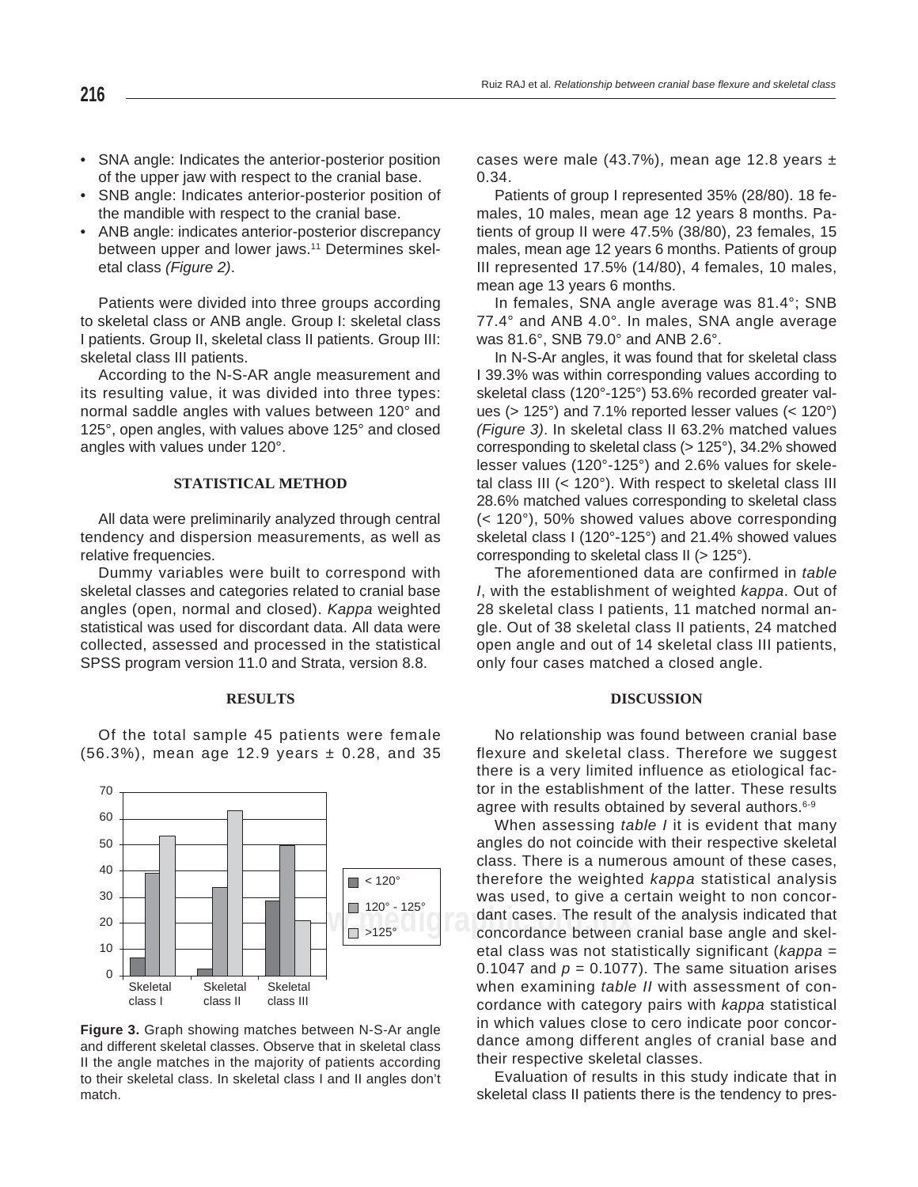- SNA angle: Indicates the anterior-posterior position of the upper jaw with respect to the cranial base.
- SNB angle: Indicates anterior-posterior position of the mandible with respect to the cranial base.
- ANB angle: indicates anterior-posterior discrepancy between upper and lower jaws.[11] Determines skeletal class *(Figure 2)*.

Patients were divided into three groups according to skeletal class or ANB angle. Group I: skeletal class I patients. Group II, skeletal class II patients. Group III: skeletal class III patients.

According to the N-S-AR angle measurement and its resulting value, it was divided into three types: normal saddle angles with values between 120° and 125°, open angles, with values above 125° and closed angles with values under 120°.

## STATISTICAL METHOD

All data were preliminarily analyzed through central tendency and dispersion measurements, as well as relative frequencies.

Dummy variables were built to correspond with skeletal classes and categories related to cranial base angles (open, normal and closed). *Kappa* weighted statistical was used for discordant data. All data were collected, assessed and processed in the statistical SPSS program version 11.0 and Strata, version 8.8.

## RESULTS

Of the total sample 45 patients were female (56.3%), mean age 12.9 years ± 0.28, and 35 cases were male (43.7%), mean age 12.8 years ± 0.34.

Patients of group I represented 35% (28/80). 18 females, 10 males, mean age 12 years 8 months. Patients of group II were 47.5% (38/80), 23 females, 15 males, mean age 12 years 6 months. Patients of group III represented 17.5% (14/80), 4 females, 10 males, mean age 13 years 6 months.

In females, SNA angle average was 81.4°; SNB 77.4° and ANB 4.0°. In males, SNA angle average was 81.6°, SNB 79.0° and ANB 2.6°.

In N-S-Ar angles, it was found that for skeletal class I 39.3% was within corresponding values according to skeletal class (120°-125°) 53.6% recorded greater values (> 125°) and 7.1% reported lesser values (< 120°) *(Figure 3)*. In skeletal class II 63.2% matched values corresponding to skeletal class (> 125°), 34.2% showed lesser values (120°-125°) and 2.6% values for skeletal class III (< 120°). With respect to skeletal class III 28.6% matched values corresponding to skeletal class (< 120°), 50% showed values above corresponding skeletal class I (120°-125°) and 21.4% showed values corresponding to skeletal class II (> 125°).

The aforementioned data are confirmed in *table I*, with the establishment of weighted *kappa*. Out of 28 skeletal class I patients, 11 matched normal angle. Out of 38 skeletal class II patients, 24 matched open angle and out of 14 skeletal class III patients, only four cases matched a closed angle.

| | < 120° | 120° - 125° | >125° |
|---|---|---|---|
| Skeletal class I | | | |
| Skeletal class II | | | |
| Skeletal class III | | | |

**Figure 3.** Graph showing matches between N-S-Ar angle and different skeletal classes. Observe that in skeletal class II the angle matches in the majority of patients according to their skeletal class. In skeletal class I and II angles don't match.

## DISCUSSION

No relationship was found between cranial base flexure and skeletal class. Therefore we suggest there is a very limited influence as etiological factor in the establishment of the latter. These results agree with results obtained by several authors.[6-9]

When assessing *table I* it is evident that many angles do not coincide with their respective skeletal class. There is a numerous amount of these cases, therefore the weighted *kappa* statistical analysis was used, to give a certain weight to non concordant cases. The result of the analysis indicated that concordance between cranial base angle and skeletal class was not statistically significant (*kappa* = 0.1047 and $p = 0.1077$). The same situation arises when examining *table II* with assessment of concordance with category pairs with *kappa* statistical in which values close to cero indicate poor concordance among different angles of cranial base and their respective skeletal classes.

Evaluation of results in this study indicate that in skeletal class II patients there is the tendency to pres-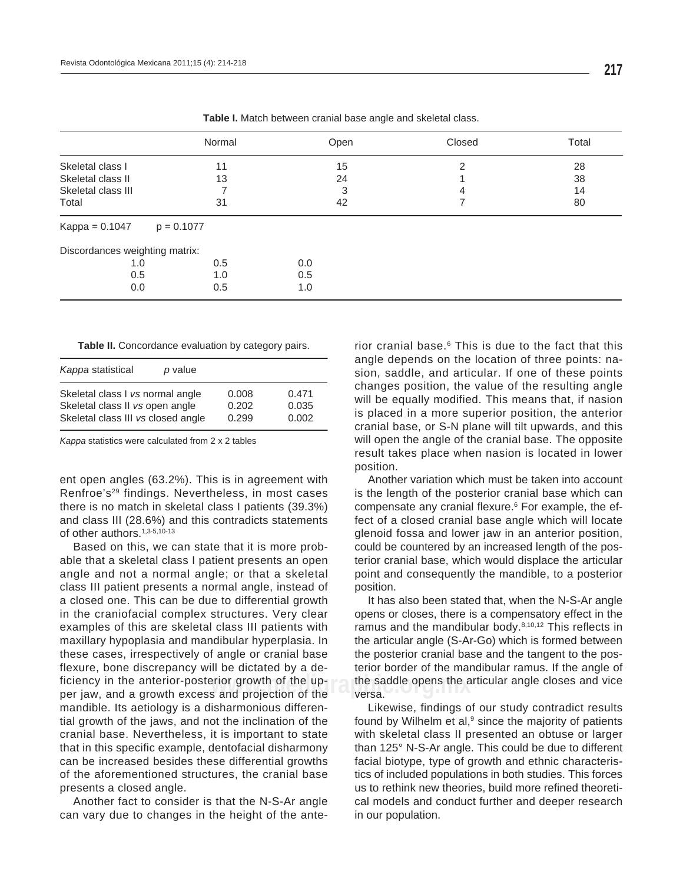**Table I.** Match between cranial base angle and skeletal class.

| | Normal | Open | Closed | Total |
|---|---|---|---|---|
| Skeletal class I | 11 | 15 | 2 | 28 |
| Skeletal class II | 13 | 24 | 1 | 38 |
| Skeletal class III | 7 | 3 | 4 | 14 |
| Total | 31 | 42 | 7 | 80 |

Kappa = 0.1047 p = 0.1077

Discordances weighting matrix:

| | | |
|---|---|---|
| 1.0 | 0.5 | 0.0 |
| 0.5 | 1.0 | 0.5 |
| 0.0 | 0.5 | 1.0 |

**Table II.** Concordance evaluation by category pairs.

| | *Kappa* statistical | *p* value |
|---|---|---|
| Skeletal class I *vs* normal angle | 0.008 | 0.471 |
| Skeletal class II *vs* open angle | 0.202 | 0.035 |
| Skeletal class III *vs* closed angle | 0.299 | 0.002 |

*Kappa* statistics were calculated from 2 x 2 tables

ent open angles (63.2%). This is in agreement with Renfroe's[29] findings. Nevertheless, in most cases there is no match in skeletal class I patients (39.3%) and class III (28.6%) and this contradicts statements of other authors.[1,3-5,10-13]

Based on this, we can state that it is more probable that a skeletal class I patient presents an open angle and not a normal angle; or that a skeletal class III patient presents a normal angle, instead of a closed one. This can be due to differential growth in the craniofacial complex structures. Very clear examples of this are skeletal class III patients with maxillary hypoplasia and mandibular hyperplasia. In these cases, irrespectively of angle or cranial base flexure, bone discrepancy will be dictated by a deficiency in the anterior-posterior growth of the upper jaw, and a growth excess and projection of the mandible. Its aetiology is a disharmonious differential growth of the jaws, and not the inclination of the cranial base. Nevertheless, it is important to state that in this specific example, dentofacial disharmony can be increased besides these differential growths of the aforementioned structures, the cranial base presents a closed angle.

Another fact to consider is that the N-S-Ar angle can vary due to changes in the height of the anterior cranial base.[6] This is due to the fact that this angle depends on the location of three points: nasion, saddle, and articular. If one of these points changes position, the value of the resulting angle will be equally modified. This means that, if nasion is placed in a more superior position, the anterior cranial base, or S-N plane will tilt upwards, and this will open the angle of the cranial base. The opposite result takes place when nasion is located in lower position.

Another variation which must be taken into account is the length of the posterior cranial base which can compensate any cranial flexure.[6] For example, the effect of a closed cranial base angle which will locate glenoid fossa and lower jaw in an anterior position, could be countered by an increased length of the posterior cranial base, which would displace the articular point and consequently the mandible, to a posterior position.

It has also been stated that, when the N-S-Ar angle opens or closes, there is a compensatory effect in the ramus and the mandibular body.[8,10,12] This reflects in the articular angle (S-Ar-Go) which is formed between the posterior cranial base and the tangent to the posterior border of the mandibular ramus. If the angle of the saddle opens the articular angle closes and vice versa.

Likewise, findings of our study contradict results found by Wilhelm et al,[9] since the majority of patients with skeletal class II presented an obtuse or larger than 125° N-S-Ar angle. This could be due to different facial biotype, type of growth and ethnic characteristics of included populations in both studies. This forces us to rethink new theories, build more refined theoretical models and conduct further and deeper research in our population.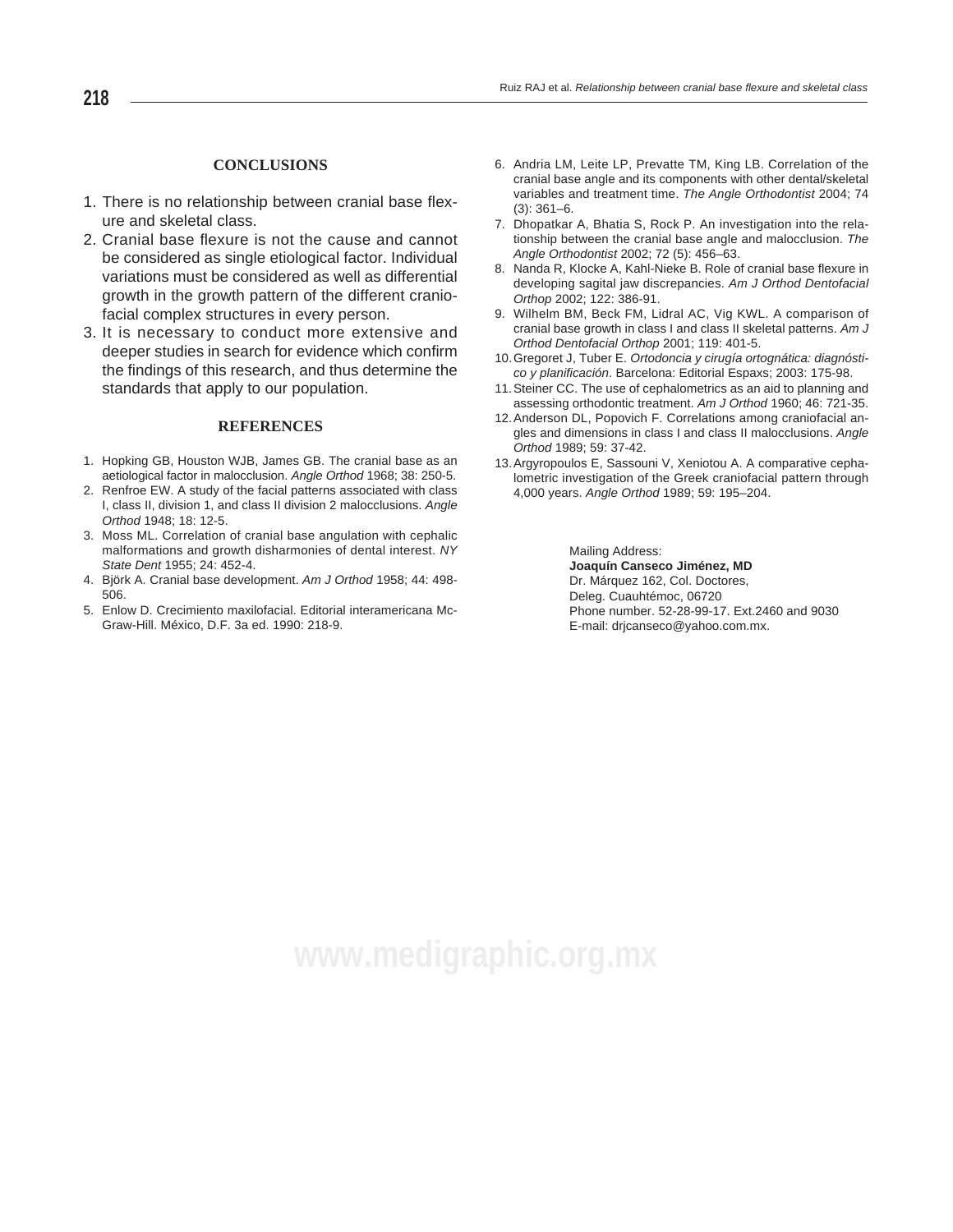## CONCLUSIONS

1. There is no relationship between cranial base flexure and skeletal class.
2. Cranial base flexure is not the cause and cannot be considered as single etiological factor. Individual variations must be considered as well as differential growth in the growth pattern of the different craniofacial complex structures in every person.
3. It is necessary to conduct more extensive and deeper studies in search for evidence which confirm the findings of this research, and thus determine the standards that apply to our population.

## REFERENCES

1. Hopking GB, Houston WJB, James GB. The cranial base as an aetiological factor in malocclusion. *Angle Orthod* 1968; 38: 250-5.
2. Renfroe EW. A study of the facial patterns associated with class I, class II, division 1, and class II division 2 malocclusions. *Angle Orthod* 1948; 18: 12-5.
3. Moss ML. Correlation of cranial base angulation with cephalic malformations and growth disharmonies of dental interest. *NY State Dent* 1955; 24: 452-4.
4. Björk A. Cranial base development. *Am J Orthod* 1958; 44: 498-506.
5. Enlow D. Crecimiento maxilofacial. Editorial interamericana McGraw-Hill. México, D.F. 3a ed. 1990: 218-9.
6. Andria LM, Leite LP, Prevatte TM, King LB. Correlation of the cranial base angle and its components with other dental/skeletal variables and treatment time. *The Angle Orthodontist* 2004; 74 (3): 361–6.
7. Dhopatkar A, Bhatia S, Rock P. An investigation into the relationship between the cranial base angle and malocclusion. *The Angle Orthodontist* 2002; 72 (5): 456–63.
8. Nanda R, Klocke A, Kahl-Nieke B. Role of cranial base flexure in developing sagital jaw discrepancies. *Am J Orthod Dentofacial Orthop* 2002; 122: 386-91.
9. Wilhelm BM, Beck FM, Lidral AC, Vig KWL. A comparison of cranial base growth in class I and class II skeletal patterns. *Am J Orthod Dentofacial Orthop* 2001; 119: 401-5.
10. Gregoret J, Tuber E. *Ortodoncia y cirugía ortognática: diagnóstico y planificación*. Barcelona: Editorial Espaxs; 2003: 175-98.
11. Steiner CC. The use of cephalometrics as an aid to planning and assessing orthodontic treatment. *Am J Orthod* 1960; 46: 721-35.
12. Anderson DL, Popovich F. Correlations among craniofacial angles and dimensions in class I and class II malocclusions. *Angle Orthod* 1989; 59: 37-42.
13. Argyropoulos E, Sassouni V, Xeniotou A. A comparative cephalometric investigation of the Greek craniofacial pattern through 4,000 years. *Angle Orthod* 1989; 59: 195–204.

Mailing Address:
**Joaquín Canseco Jiménez, MD**
Dr. Márquez 162, Col. Doctores,
Deleg. Cuauhtémoc, 06720
Phone number. 52-28-99-17. Ext.2460 and 9030
E-mail: drjcanseco@yahoo.com.mx.

www.medigraphic.org.mx